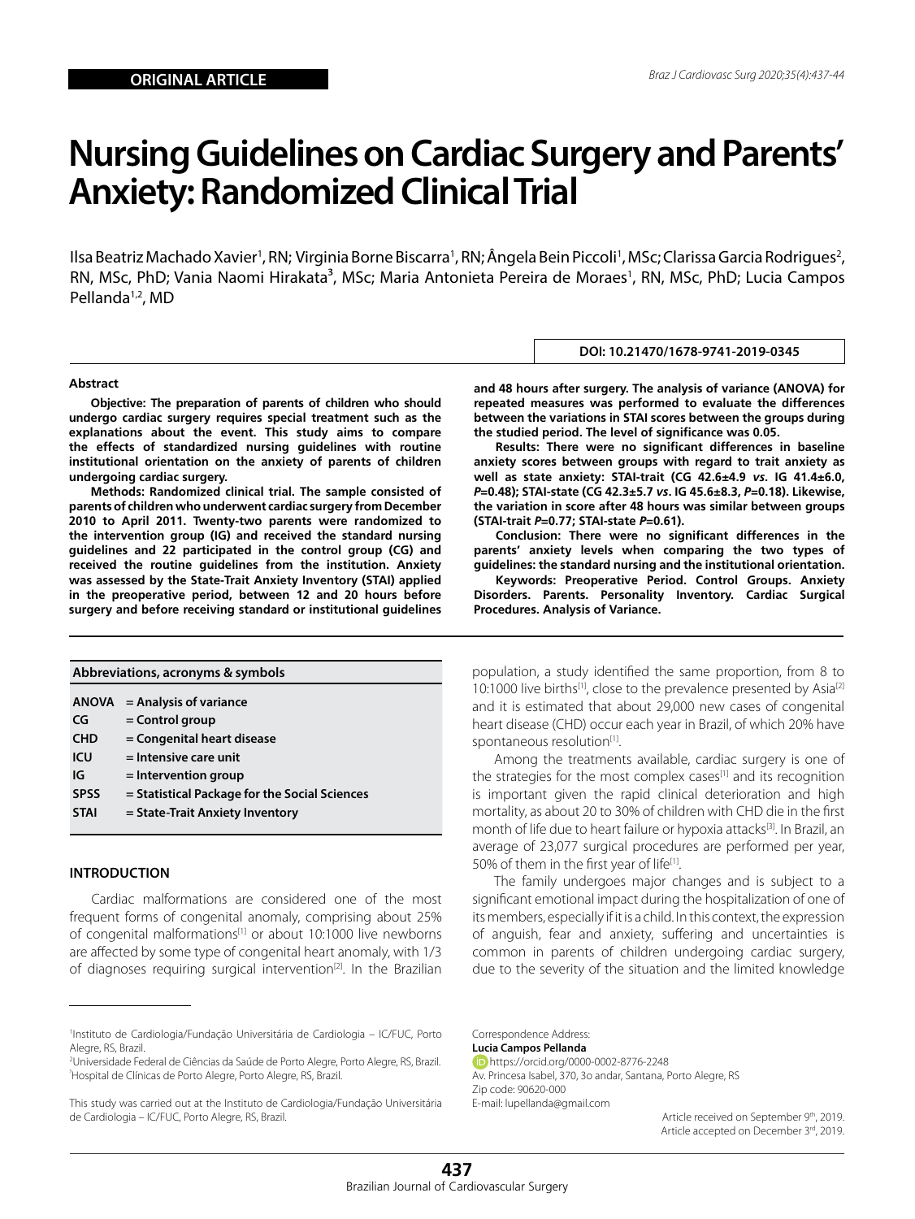ORIGINAL ARTICLE

# Nursing Guidelines on Cardiac Surgery and Parents' Anxiety: Randomized Clinical Trial

Ilsa Beatriz Machado Xavier[1], RN; Virginia Borne Biscarra[1], RN; Ângela Bein Piccoli[1], MSc; Clarissa Garcia Rodrigues[2], RN, MSc, PhD; Vania Naomi Hirakata[3], MSc; Maria Antonieta Pereira de Moraes[1], RN, MSc, PhD; Lucia Campos Pellanda[1,2], MD

DOI: 10.21470/1678-9741-2019-0345

### Abstract

**Objective: The preparation of parents of children who should undergo cardiac surgery requires special treatment such as the explanations about the event. This study aims to compare the effects of standardized nursing guidelines with routine institutional orientation on the anxiety of parents of children undergoing cardiac surgery.**

**Methods: Randomized clinical trial. The sample consisted of parents of children who underwent cardiac surgery from December 2010 to April 2011. Twenty-two parents were randomized to the intervention group (IG) and received the standard nursing guidelines and 22 participated in the control group (CG) and received the routine guidelines from the institution. Anxiety was assessed by the State-Trait Anxiety Inventory (STAI) applied in the preoperative period, between 12 and 20 hours before surgery and before receiving standard or institutional guidelines and 48 hours after surgery. The analysis of variance (ANOVA) for repeated measures was performed to evaluate the differences between the variations in STAI scores between the groups during the studied period. The level of significance was 0.05.**

**Results: There were no significant differences in baseline anxiety scores between groups with regard to trait anxiety as well as state anxiety: STAI-trait (CG 42.6±4.9 *vs*. IG 41.4±6.0, *P*=0.48); STAI-state (CG 42.3±5.7 *vs*. IG 45.6±8.3, *P*=0.18). Likewise, the variation in score after 48 hours was similar between groups (STAI-trait *P*=0.77; STAI-state *P*=0.61).**

**Conclusion: There were no significant differences in the parents' anxiety levels when comparing the two types of guidelines: the standard nursing and the institutional orientation.**

**Keywords: Preoperative Period. Control Groups. Anxiety Disorders. Parents. Personality Inventory. Cardiac Surgical Procedures. Analysis of Variance.**

| Abbreviations, acronyms & symbols | |
|---|---|
| ANOVA | = Analysis of variance |
| CG | = Control group |
| CHD | = Congenital heart disease |
| ICU | = Intensive care unit |
| IG | = Intervention group |
| SPSS | = Statistical Package for the Social Sciences |
| STAI | = State-Trait Anxiety Inventory |

## INTRODUCTION

Cardiac malformations are considered one of the most frequent forms of congenital anomaly, comprising about 25% of congenital malformations[1] or about 10:1000 live newborns are affected by some type of congenital heart anomaly, with 1/3 of diagnoses requiring surgical intervention[2]. In the Brazilian population, a study identified the same proportion, from 8 to 10:1000 live births[1], close to the prevalence presented by Asia[2] and it is estimated that about 29,000 new cases of congenital heart disease (CHD) occur each year in Brazil, of which 20% have spontaneous resolution[1].

Among the treatments available, cardiac surgery is one of the strategies for the most complex cases[1] and its recognition is important given the rapid clinical deterioration and high mortality, as about 20 to 30% of children with CHD die in the first month of life due to heart failure or hypoxia attacks[3]. In Brazil, an average of 23,077 surgical procedures are performed per year, 50% of them in the first year of life[1].

The family undergoes major changes and is subject to a significant emotional impact during the hospitalization of one of its members, especially if it is a child. In this context, the expression of anguish, fear and anxiety, suffering and uncertainties is common in parents of children undergoing cardiac surgery, due to the severity of the situation and the limited knowledge

---

[1]Instituto de Cardiologia/Fundação Universitária de Cardiologia – IC/FUC, Porto Alegre, RS, Brazil.
[2]Universidade Federal de Ciências da Saúde de Porto Alegre, Porto Alegre, RS, Brazil.
[3]Hospital de Clínicas de Porto Alegre, Porto Alegre, RS, Brazil.

This study was carried out at the Instituto de Cardiologia/Fundação Universitária de Cardiologia – IC/FUC, Porto Alegre, RS, Brazil.

Correspondence Address:
**Lucia Campos Pellanda**
https://orcid.org/0000-0002-8776-2248
Av. Princesa Isabel, 370, 3o andar, Santana, Porto Alegre, RS
Zip code: 90620-000
E-mail: lupellanda@gmail.com

Article received on September 9th, 2019.
Article accepted on December 3rd, 2019.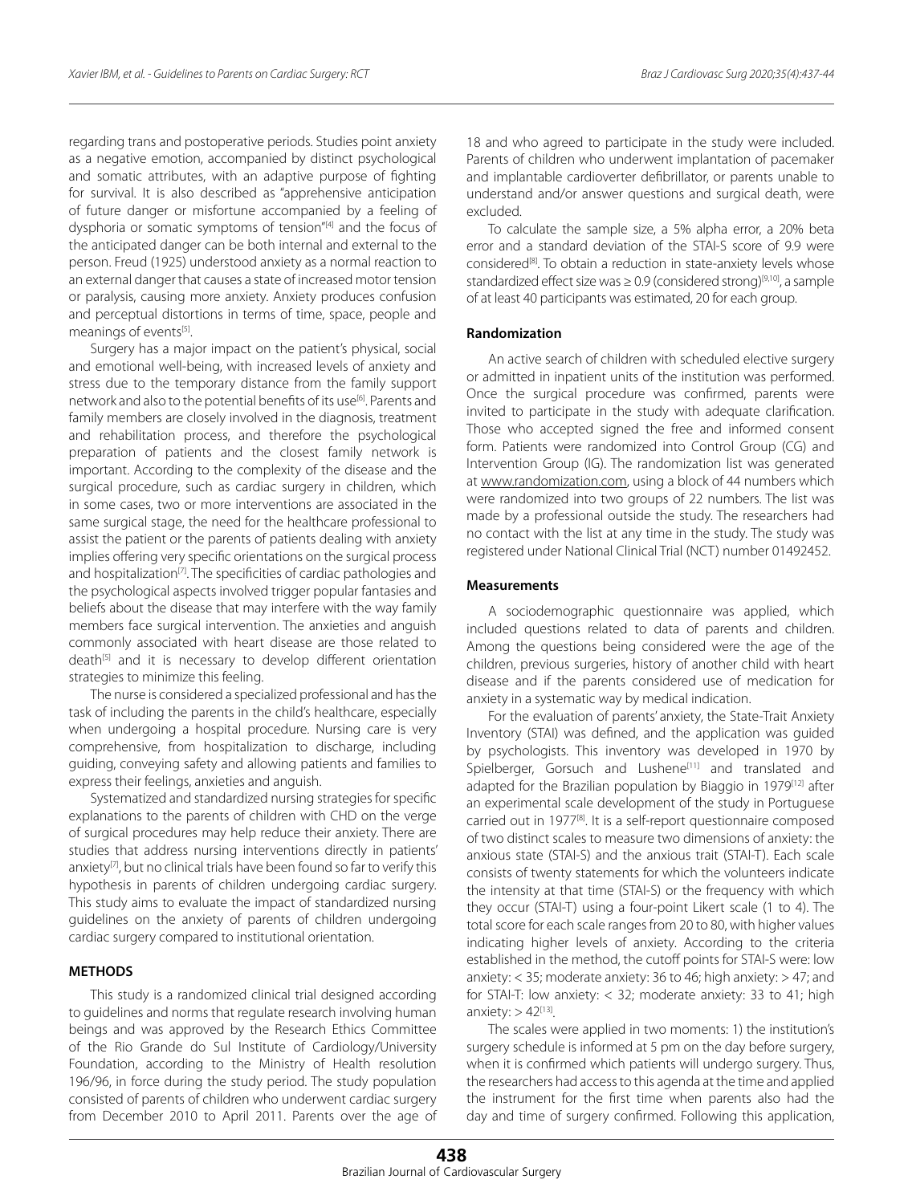regarding trans and postoperative periods. Studies point anxiety as a negative emotion, accompanied by distinct psychological and somatic attributes, with an adaptive purpose of fighting for survival. It is also described as "apprehensive anticipation of future danger or misfortune accompanied by a feeling of dysphoria or somatic symptoms of tension"[4] and the focus of the anticipated danger can be both internal and external to the person. Freud (1925) understood anxiety as a normal reaction to an external danger that causes a state of increased motor tension or paralysis, causing more anxiety. Anxiety produces confusion and perceptual distortions in terms of time, space, people and meanings of events[5].

Surgery has a major impact on the patient's physical, social and emotional well-being, with increased levels of anxiety and stress due to the temporary distance from the family support network and also to the potential benefits of its use[6]. Parents and family members are closely involved in the diagnosis, treatment and rehabilitation process, and therefore the psychological preparation of patients and the closest family network is important. According to the complexity of the disease and the surgical procedure, such as cardiac surgery in children, which in some cases, two or more interventions are associated in the same surgical stage, the need for the healthcare professional to assist the patient or the parents of patients dealing with anxiety implies offering very specific orientations on the surgical process and hospitalization[7]. The specificities of cardiac pathologies and the psychological aspects involved trigger popular fantasies and beliefs about the disease that may interfere with the way family members face surgical intervention. The anxieties and anguish commonly associated with heart disease are those related to death[5] and it is necessary to develop different orientation strategies to minimize this feeling.

The nurse is considered a specialized professional and has the task of including the parents in the child's healthcare, especially when undergoing a hospital procedure. Nursing care is very comprehensive, from hospitalization to discharge, including guiding, conveying safety and allowing patients and families to express their feelings, anxieties and anguish.

Systematized and standardized nursing strategies for specific explanations to the parents of children with CHD on the verge of surgical procedures may help reduce their anxiety. There are studies that address nursing interventions directly in patients' anxiety[7], but no clinical trials have been found so far to verify this hypothesis in parents of children undergoing cardiac surgery. This study aims to evaluate the impact of standardized nursing guidelines on the anxiety of parents of children undergoing cardiac surgery compared to institutional orientation.

## METHODS

This study is a randomized clinical trial designed according to guidelines and norms that regulate research involving human beings and was approved by the Research Ethics Committee of the Rio Grande do Sul Institute of Cardiology/University Foundation, according to the Ministry of Health resolution 196/96, in force during the study period. The study population consisted of parents of children who underwent cardiac surgery from December 2010 to April 2011. Parents over the age of 18 and who agreed to participate in the study were included. Parents of children who underwent implantation of pacemaker and implantable cardioverter defibrillator, or parents unable to understand and/or answer questions and surgical death, were excluded.

To calculate the sample size, a 5% alpha error, a 20% beta error and a standard deviation of the STAI-S score of 9.9 were considered[8]. To obtain a reduction in state-anxiety levels whose standardized effect size was ≥ 0.9 (considered strong)[9,10], a sample of at least 40 participants was estimated, 20 for each group.

### Randomization

An active search of children with scheduled elective surgery or admitted in inpatient units of the institution was performed. Once the surgical procedure was confirmed, parents were invited to participate in the study with adequate clarification. Those who accepted signed the free and informed consent form. Patients were randomized into Control Group (CG) and Intervention Group (IG). The randomization list was generated at www.randomization.com, using a block of 44 numbers which were randomized into two groups of 22 numbers. The list was made by a professional outside the study. The researchers had no contact with the list at any time in the study. The study was registered under National Clinical Trial (NCT) number 01492452.

### Measurements

A sociodemographic questionnaire was applied, which included questions related to data of parents and children. Among the questions being considered were the age of the children, previous surgeries, history of another child with heart disease and if the parents considered use of medication for anxiety in a systematic way by medical indication.

For the evaluation of parents' anxiety, the State-Trait Anxiety Inventory (STAI) was defined, and the application was guided by psychologists. This inventory was developed in 1970 by Spielberger, Gorsuch and Lushene[11] and translated and adapted for the Brazilian population by Biaggio in 1979[12] after an experimental scale development of the study in Portuguese carried out in 1977[8]. It is a self-report questionnaire composed of two distinct scales to measure two dimensions of anxiety: the anxious state (STAI-S) and the anxious trait (STAI-T). Each scale consists of twenty statements for which the volunteers indicate the intensity at that time (STAI-S) or the frequency with which they occur (STAI-T) using a four-point Likert scale (1 to 4). The total score for each scale ranges from 20 to 80, with higher values indicating higher levels of anxiety. According to the criteria established in the method, the cutoff points for STAI-S were: low anxiety: < 35; moderate anxiety: 36 to 46; high anxiety: > 47; and for STAI-T: low anxiety: < 32; moderate anxiety: 33 to 41; high anxiety: > 42[13].

The scales were applied in two moments: 1) the institution's surgery schedule is informed at 5 pm on the day before surgery, when it is confirmed which patients will undergo surgery. Thus, the researchers had access to this agenda at the time and applied the instrument for the first time when parents also had the day and time of surgery confirmed. Following this application,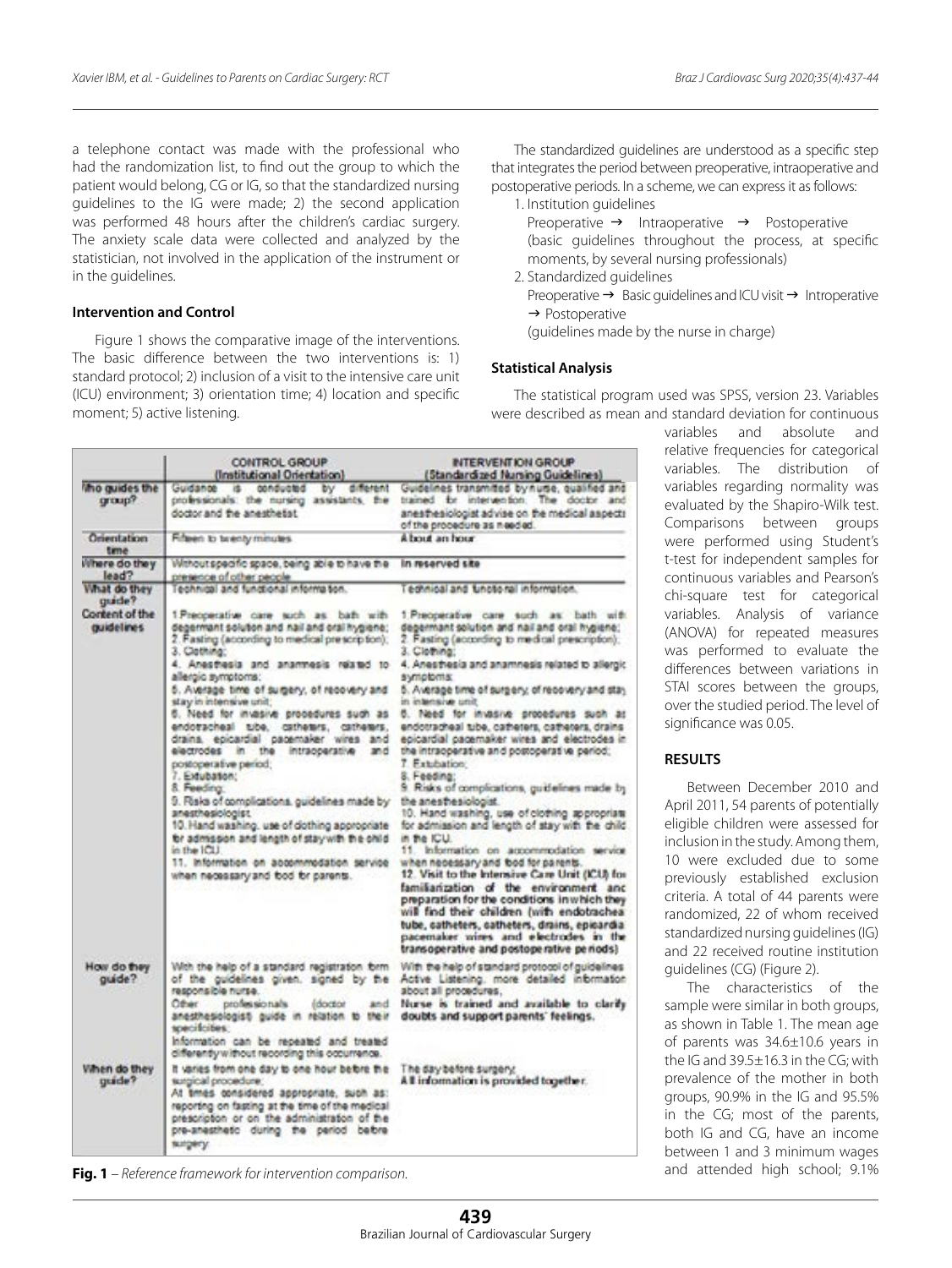a telephone contact was made with the professional who had the randomization list, to find out the group to which the patient would belong, CG or IG, so that the standardized nursing guidelines to the IG were made; 2) the second application was performed 48 hours after the children's cardiac surgery. The anxiety scale data were collected and analyzed by the statistician, not involved in the application of the instrument or in the guidelines.

### Intervention and Control

Figure 1 shows the comparative image of the interventions. The basic difference between the two interventions is: 1) standard protocol; 2) inclusion of a visit to the intensive care unit (ICU) environment; 3) orientation time; 4) location and specific moment; 5) active listening.

| | CONTROL GROUP (Institutional Orientation) | INTERVENTION GROUP (Standardized Nursing Guidelines) |
|---|---|---|
| Who guides the group? | Guidance is conducted by different professionals: the nursing assistants, the doctor and the anesthetist. | Guidelines transmitted by nurse, qualified and trained for intervention. The doctor and anesthesiologist advise on the medical aspects of the procedure as needed. |
| Orientation time | Fifteen to twenty minutes | About an hour |
| Where do they lead? | Without specific space, being able to have the presence of other people | In reserved site |
| What do they guide? | Technical and functional information. | Technical and functional information. |
| Content of the guidelines | 1. Preoperative care such as bath with degermant solution and nail and oral hygiene; 2. Fasting (according to medical prescription); 3. Clothing; 4. Anesthesia and anamnesis related to allergic symptoms; 5. Average time of surgery, of recovery and stay in intensive unit; 6. Need for invasive procedures such as endotracheal tube, catheters, catheters, drains, epicardial pacemaker wires and electrodes in the intraoperative and postoperative period; 7. Extubation; 8. Feeding; 9. Risks of complications, guidelines made by anesthesiologist. 10. Hand washing, use of clothing appropriate for admission and length of stay with the child in the ICU. 11. Information on accommodation service when necessary and food for parents. | 1. Preoperative care such as: bath with degermant solution and nail and oral hygiene; 2. Fasting (according to medical prescription); 3. Clothing; 4. Anesthesia and anamnesis related to allergic symptoms; 5. Average time of surgery, of recovery and stay in intensive unit; 6. Need for invasive procedures such as endotracheal tube, catheters, catheters, drains and epicardial pacemaker wires and electrodes in the intraoperative and postoperative period; 7. Extubation; 8. Feeding; 9. Risks of complications, guidelines made by the anesthesiologist. 10. Hand washing, use of clothing appropriate for admission and length of stay with the child in the ICU. 11. Information on accommodation service when necessary and food for parents. 12. Visit to the Intensive Care Unit (ICU) for familiarization of the environment and preparation for the conditions in which they will find their children (with endotracheal tube, catheters, catheters, drains, epicardial pacemaker wires and electrodes in the transoperative and postoperative periods) |
| How do they guide? | With the help of a standard registration form of the guidelines given, signed by the responsible nurse. Other professionals (doctor and anesthesiologist) guide in relation to their specificities. Information can be repeated and treated differently without recording this occurrence. | With the help of standard protocol of guidelines. Active Listening, more detailed information about all procedures. Nurse is trained and available to clarify doubts and support parents' feelings. |
| When do they guide? | It varies from one day to one hour before the surgical procedure; At times considered appropriate, such as: reporting on fasting at the time of the medical prescription or on the administration of the pre-anesthetic during the period before surgery | The day before surgery. All information is provided together. |

**Fig. 1** – *Reference framework for intervention comparison.*

The standardized guidelines are understood as a specific step that integrates the period between preoperative, intraoperative and postoperative periods. In a scheme, we can express it as follows:

1. Institution guidelines
   Preoperative → Intraoperative → Postoperative
   (basic guidelines throughout the process, at specific moments, by several nursing professionals)
2. Standardized guidelines
   Preoperative → Basic guidelines and ICU visit → Introperative → Postoperative
   (guidelines made by the nurse in charge)

### Statistical Analysis

The statistical program used was SPSS, version 23. Variables were described as mean and standard deviation for continuous variables and absolute and relative frequencies for categorical variables. The distribution of variables regarding normality was evaluated by the Shapiro-Wilk test. Comparisons between groups were performed using Student's t-test for independent samples for continuous variables and Pearson's chi-square test for categorical variables. Analysis of variance (ANOVA) for repeated measures was performed to evaluate the differences between variations in STAI scores between the groups, over the studied period. The level of significance was 0.05.

## RESULTS

Between December 2010 and April 2011, 54 parents of potentially eligible children were assessed for inclusion in the study. Among them, 10 were excluded due to some previously established exclusion criteria. A total of 44 parents were randomized, 22 of whom received standardized nursing guidelines (IG) and 22 received routine institution guidelines (CG) (Figure 2).

The characteristics of the sample were similar in both groups, as shown in Table 1. The mean age of parents was 34.6±10.6 years in the IG and 39.5±16.3 in the CG; with prevalence of the mother in both groups, 90.9% in the IG and 95.5% in the CG; most of the parents, both IG and CG, have an income between 1 and 3 minimum wages and attended high school; 9.1%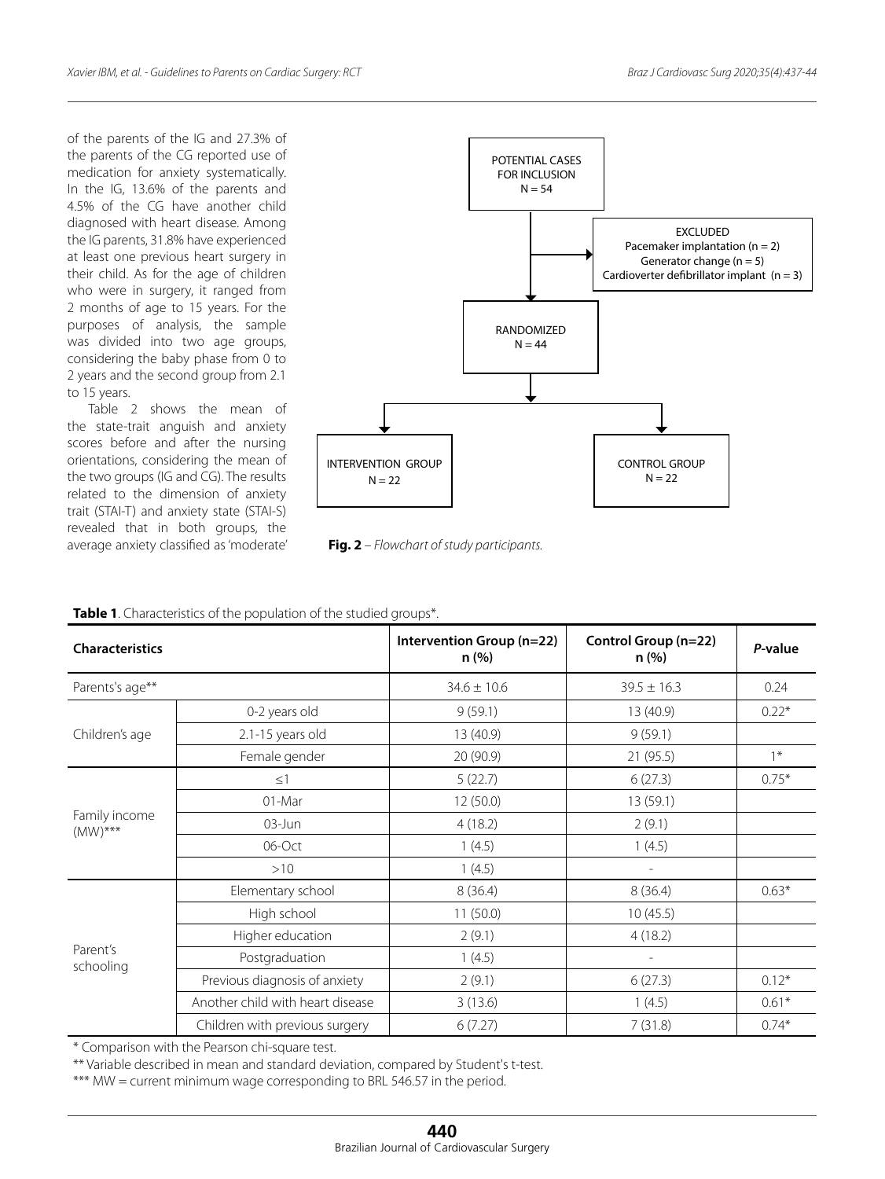of the parents of the IG and 27.3% of the parents of the CG reported use of medication for anxiety systematically. In the IG, 13.6% of the parents and 4.5% of the CG have another child diagnosed with heart disease. Among the IG parents, 31.8% have experienced at least one previous heart surgery in their child. As for the age of children who were in surgery, it ranged from 2 months of age to 15 years. For the purposes of analysis, the sample was divided into two age groups, considering the baby phase from 0 to 2 years and the second group from 2.1 to 15 years.

Table 2 shows the mean of the state-trait anguish and anxiety scores before and after the nursing orientations, considering the mean of the two groups (IG and CG). The results related to the dimension of anxiety trait (STAI-T) and anxiety state (STAI-S) revealed that in both groups, the average anxiety classified as 'moderate'

POTENTIAL CASES FOR INCLUSION
N = 54

EXCLUDED
Pacemaker implantation (n = 2)
Generator change (n = 5)
Cardioverter defibrillator implant (n = 3)

RANDOMIZED
N = 44

INTERVENTION GROUP
N = 22

CONTROL GROUP
N = 22

**Fig. 2** – *Flowchart of study participants.*

**Table 1**. Characteristics of the population of the studied groups*.

| Characteristics | | Intervention Group (n=22) n (%) | Control Group (n=22) n (%) | *P*-value |
|---|---|---|---|---|
| Parents's age** | | 34.6 ± 10.6 | 39.5 ± 16.3 | 0.24 |
| Children's age | 0-2 years old | 9 (59.1) | 13 (40.9) | 0.22* |
| | 2.1-15 years old | 13 (40.9) | 9 (59.1) | |
| | Female gender | 20 (90.9) | 21 (95.5) | 1* |
| Family income (MW)*** | ≤1 | 5 (22.7) | 6 (27.3) | 0.75* |
| | 01-Mar | 12 (50.0) | 13 (59.1) | |
| | 03-Jun | 4 (18.2) | 2 (9.1) | |
| | 06-Oct | 1 (4.5) | 1 (4.5) | |
| | >10 | 1 (4.5) | - | |
| Parent's schooling | Elementary school | 8 (36.4) | 8 (36.4) | 0.63* |
| | High school | 11 (50.0) | 10 (45.5) | |
| | Higher education | 2 (9.1) | 4 (18.2) | |
| | Postgraduation | 1 (4.5) | - | |
| | Previous diagnosis of anxiety | 2 (9.1) | 6 (27.3) | 0.12* |
| | Another child with heart disease | 3 (13.6) | 1 (4.5) | 0.61* |
| | Children with previous surgery | 6 (7.27) | 7 (31.8) | 0.74* |

\* Comparison with the Pearson chi-square test.

** Variable described in mean and standard deviation, compared by Student's t-test.

*** MW = current minimum wage corresponding to BRL 546.57 in the period.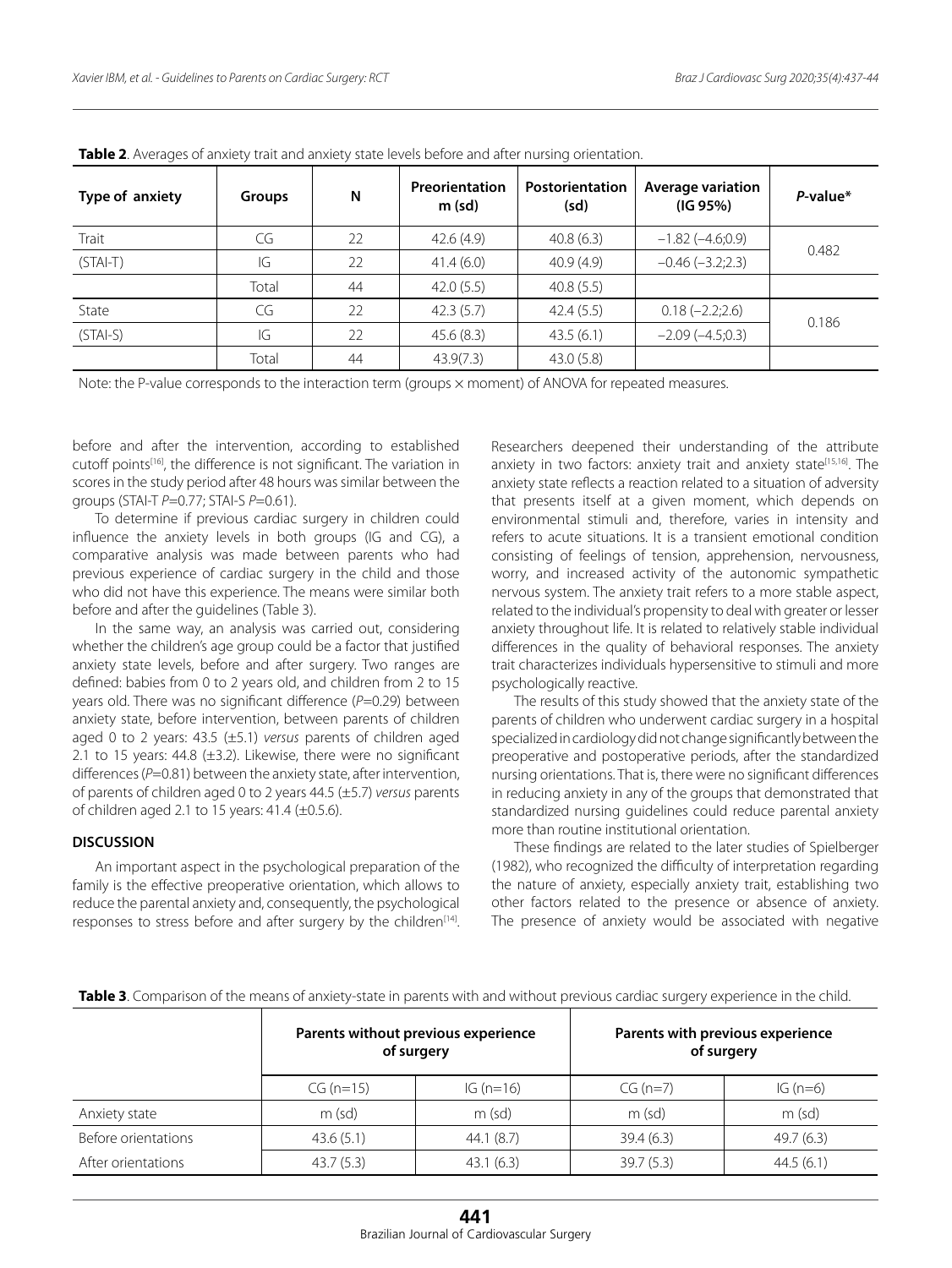**Table 2**. Averages of anxiety trait and anxiety state levels before and after nursing orientation.

| Type of anxiety | Groups | N | Preorientation m (sd) | Postorientation (sd) | Average variation (IG 95%) | *P*-value* |
|---|---|---|---|---|---|---|
| Trait | CG | 22 | 42.6 (4.9) | 40.8 (6.3) | −1.82 (−4.6;0.9) | 0.482 |
| (STAI-T) | IG | 22 | 41.4 (6.0) | 40.9 (4.9) | −0.46 (−3.2;2.3) | |
| | Total | 44 | 42.0 (5.5) | 40.8 (5.5) | | |
| State | CG | 22 | 42.3 (5.7) | 42.4 (5.5) | 0.18 (−2.2;2.6) | 0.186 |
| (STAI-S) | IG | 22 | 45.6 (8.3) | 43.5 (6.1) | −2.09 (−4.5;0.3) | |
| | Total | 44 | 43.9(7.3) | 43.0 (5.8) | | |

Note: the P-value corresponds to the interaction term (groups × moment) of ANOVA for repeated measures.

before and after the intervention, according to established cutoff points[16], the difference is not significant. The variation in scores in the study period after 48 hours was similar between the groups (STAI-T $P$=0.77; STAI-S $P$=0.61).

To determine if previous cardiac surgery in children could influence the anxiety levels in both groups (IG and CG), a comparative analysis was made between parents who had previous experience of cardiac surgery in the child and those who did not have this experience. The means were similar both before and after the guidelines (Table 3).

In the same way, an analysis was carried out, considering whether the children's age group could be a factor that justified anxiety state levels, before and after surgery. Two ranges are defined: babies from 0 to 2 years old, and children from 2 to 15 years old. There was no significant difference ($P$=0.29) between anxiety state, before intervention, between parents of children aged 0 to 2 years: 43.5 (±5.1) *versus* parents of children aged 2.1 to 15 years: 44.8 (±3.2). Likewise, there were no significant differences ($P$=0.81) between the anxiety state, after intervention, of parents of children aged 0 to 2 years 44.5 (±5.7) *versus* parents of children aged 2.1 to 15 years: 41.4 (±0.5.6).

## DISCUSSION

An important aspect in the psychological preparation of the family is the effective preoperative orientation, which allows to reduce the parental anxiety and, consequently, the psychological responses to stress before and after surgery by the children[14]. Researchers deepened their understanding of the attribute anxiety in two factors: anxiety trait and anxiety state[15,16]. The anxiety state reflects a reaction related to a situation of adversity that presents itself at a given moment, which depends on environmental stimuli and, therefore, varies in intensity and refers to acute situations. It is a transient emotional condition consisting of feelings of tension, apprehension, nervousness, worry, and increased activity of the autonomic sympathetic nervous system. The anxiety trait refers to a more stable aspect, related to the individual's propensity to deal with greater or lesser anxiety throughout life. It is related to relatively stable individual differences in the quality of behavioral responses. The anxiety trait characterizes individuals hypersensitive to stimuli and more psychologically reactive.

The results of this study showed that the anxiety state of the parents of children who underwent cardiac surgery in a hospital specialized in cardiology did not change significantly between the preoperative and postoperative periods, after the standardized nursing orientations. That is, there were no significant differences in reducing anxiety in any of the groups that demonstrated that standardized nursing guidelines could reduce parental anxiety more than routine institutional orientation.

These findings are related to the later studies of Spielberger (1982), who recognized the difficulty of interpretation regarding the nature of anxiety, especially anxiety trait, establishing two other factors related to the presence or absence of anxiety. The presence of anxiety would be associated with negative

**Table 3**. Comparison of the means of anxiety-state in parents with and without previous cardiac surgery experience in the child.

| | Parents without previous experience of surgery | | Parents with previous experience of surgery | |
|---|---|---|---|---|
| | CG (n=15) | IG (n=16) | CG (n=7) | IG (n=6) |
| Anxiety state | m (sd) | m (sd) | m (sd) | m (sd) |
| Before orientations | 43.6 (5.1) | 44.1 (8.7) | 39.4 (6.3) | 49.7 (6.3) |
| After orientations | 43.7 (5.3) | 43.1 (6.3) | 39.7 (5.3) | 44.5 (6.1) |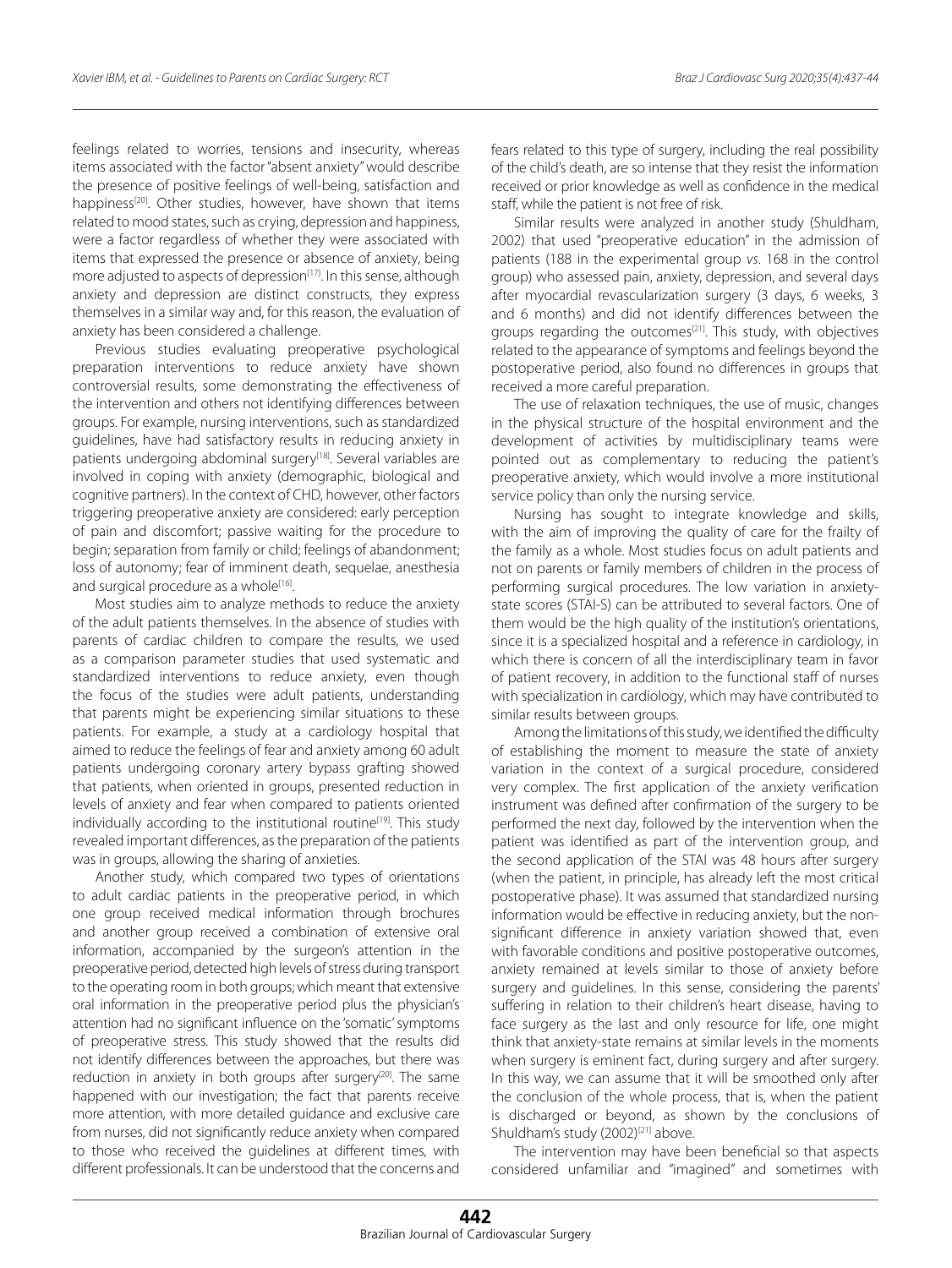feelings related to worries, tensions and insecurity, whereas items associated with the factor "absent anxiety" would describe the presence of positive feelings of well-being, satisfaction and happiness[20]. Other studies, however, have shown that items related to mood states, such as crying, depression and happiness, were a factor regardless of whether they were associated with items that expressed the presence or absence of anxiety, being more adjusted to aspects of depression[17]. In this sense, although anxiety and depression are distinct constructs, they express themselves in a similar way and, for this reason, the evaluation of anxiety has been considered a challenge.

Previous studies evaluating preoperative psychological preparation interventions to reduce anxiety have shown controversial results, some demonstrating the effectiveness of the intervention and others not identifying differences between groups. For example, nursing interventions, such as standardized guidelines, have had satisfactory results in reducing anxiety in patients undergoing abdominal surgery[18]. Several variables are involved in coping with anxiety (demographic, biological and cognitive partners). In the context of CHD, however, other factors triggering preoperative anxiety are considered: early perception of pain and discomfort; passive waiting for the procedure to begin; separation from family or child; feelings of abandonment; loss of autonomy; fear of imminent death, sequelae, anesthesia and surgical procedure as a whole[16].

Most studies aim to analyze methods to reduce the anxiety of the adult patients themselves. In the absence of studies with parents of cardiac children to compare the results, we used as a comparison parameter studies that used systematic and standardized interventions to reduce anxiety, even though the focus of the studies were adult patients, understanding that parents might be experiencing similar situations to these patients. For example, a study at a cardiology hospital that aimed to reduce the feelings of fear and anxiety among 60 adult patients undergoing coronary artery bypass grafting showed that patients, when oriented in groups, presented reduction in levels of anxiety and fear when compared to patients oriented individually according to the institutional routine[19]. This study revealed important differences, as the preparation of the patients was in groups, allowing the sharing of anxieties.

Another study, which compared two types of orientations to adult cardiac patients in the preoperative period, in which one group received medical information through brochures and another group received a combination of extensive oral information, accompanied by the surgeon's attention in the preoperative period, detected high levels of stress during transport to the operating room in both groups; which meant that extensive oral information in the preoperative period plus the physician's attention had no significant influence on the 'somatic' symptoms of preoperative stress. This study showed that the results did not identify differences between the approaches, but there was reduction in anxiety in both groups after surgery[20]. The same happened with our investigation; the fact that parents receive more attention, with more detailed guidance and exclusive care from nurses, did not significantly reduce anxiety when compared to those who received the guidelines at different times, with different professionals. It can be understood that the concerns and fears related to this type of surgery, including the real possibility of the child's death, are so intense that they resist the information received or prior knowledge as well as confidence in the medical staff, while the patient is not free of risk.

Similar results were analyzed in another study (Shuldham, 2002) that used "preoperative education" in the admission of patients (188 in the experimental group *vs*. 168 in the control group) who assessed pain, anxiety, depression, and several days after myocardial revascularization surgery (3 days, 6 weeks, 3 and 6 months) and did not identify differences between the groups regarding the outcomes[21]. This study, with objectives related to the appearance of symptoms and feelings beyond the postoperative period, also found no differences in groups that received a more careful preparation.

The use of relaxation techniques, the use of music, changes in the physical structure of the hospital environment and the development of activities by multidisciplinary teams were pointed out as complementary to reducing the patient's preoperative anxiety, which would involve a more institutional service policy than only the nursing service.

Nursing has sought to integrate knowledge and skills, with the aim of improving the quality of care for the frailty of the family as a whole. Most studies focus on adult patients and not on parents or family members of children in the process of performing surgical procedures. The low variation in anxiety-state scores (STAI-S) can be attributed to several factors. One of them would be the high quality of the institution's orientations, since it is a specialized hospital and a reference in cardiology, in which there is concern of all the interdisciplinary team in favor of patient recovery, in addition to the functional staff of nurses with specialization in cardiology, which may have contributed to similar results between groups.

Among the limitations of this study, we identified the difficulty of establishing the moment to measure the state of anxiety variation in the context of a surgical procedure, considered very complex. The first application of the anxiety verification instrument was defined after confirmation of the surgery to be performed the next day, followed by the intervention when the patient was identified as part of the intervention group, and the second application of the STAI was 48 hours after surgery (when the patient, in principle, has already left the most critical postoperative phase). It was assumed that standardized nursing information would be effective in reducing anxiety, but the non-significant difference in anxiety variation showed that, even with favorable conditions and positive postoperative outcomes, anxiety remained at levels similar to those of anxiety before surgery and guidelines. In this sense, considering the parents' suffering in relation to their children's heart disease, having to face surgery as the last and only resource for life, one might think that anxiety-state remains at similar levels in the moments when surgery is eminent fact, during surgery and after surgery. In this way, we can assume that it will be smoothed only after the conclusion of the whole process, that is, when the patient is discharged or beyond, as shown by the conclusions of Shuldham's study (2002)[21] above.

The intervention may have been beneficial so that aspects considered unfamiliar and "imagined" and sometimes with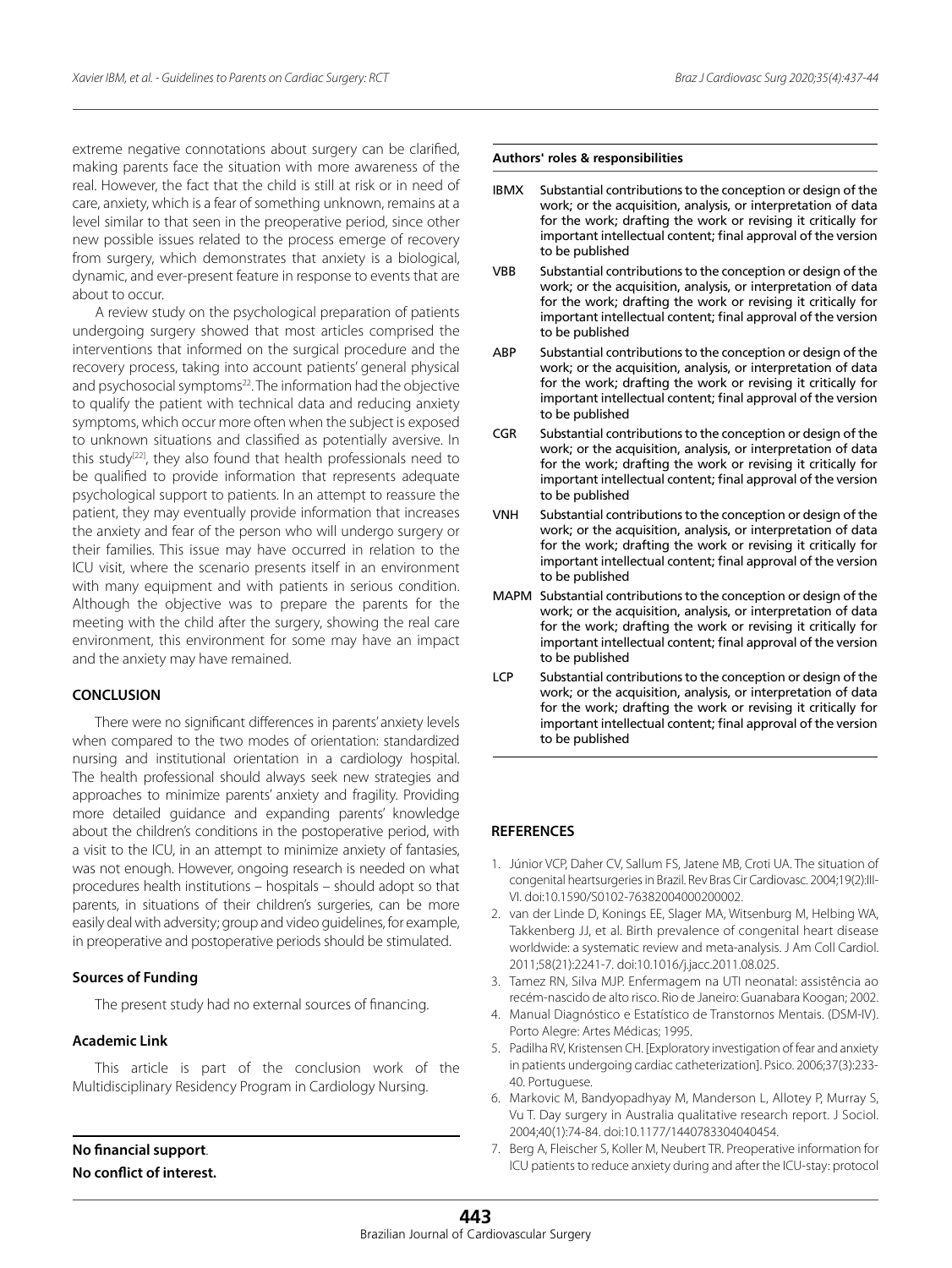extreme negative connotations about surgery can be clarified, making parents face the situation with more awareness of the real. However, the fact that the child is still at risk or in need of care, anxiety, which is a fear of something unknown, remains at a level similar to that seen in the preoperative period, since other new possible issues related to the process emerge of recovery from surgery, which demonstrates that anxiety is a biological, dynamic, and ever-present feature in response to events that are about to occur.

A review study on the psychological preparation of patients undergoing surgery showed that most articles comprised the interventions that informed on the surgical procedure and the recovery process, taking into account patients' general physical and psychosocial symptoms[22]. The information had the objective to qualify the patient with technical data and reducing anxiety symptoms, which occur more often when the subject is exposed to unknown situations and classified as potentially aversive. In this study[22], they also found that health professionals need to be qualified to provide information that represents adequate psychological support to patients. In an attempt to reassure the patient, they may eventually provide information that increases the anxiety and fear of the person who will undergo surgery or their families. This issue may have occurred in relation to the ICU visit, where the scenario presents itself in an environment with many equipment and with patients in serious condition. Although the objective was to prepare the parents for the meeting with the child after the surgery, showing the real care environment, this environment for some may have an impact and the anxiety may have remained.

## CONCLUSION

There were no significant differences in parents' anxiety levels when compared to the two modes of orientation: standardized nursing and institutional orientation in a cardiology hospital. The health professional should always seek new strategies and approaches to minimize parents' anxiety and fragility. Providing more detailed guidance and expanding parents' knowledge about the children's conditions in the postoperative period, with a visit to the ICU, in an attempt to minimize anxiety of fantasies, was not enough. However, ongoing research is needed on what procedures health institutions – hospitals – should adopt so that parents, in situations of their children's surgeries, can be more easily deal with adversity; group and video guidelines, for example, in preoperative and postoperative periods should be stimulated.

### Sources of Funding

The present study had no external sources of financing.

### Academic Link

This article is part of the conclusion work of the Multidisciplinary Residency Program in Cardiology Nursing.

**No financial support**.
**No conflict of interest.**

**Authors' roles & responsibilities**

| | |
|---|---|
| IBMX | Substantial contributions to the conception or design of the work; or the acquisition, analysis, or interpretation of data for the work; drafting the work or revising it critically for important intellectual content; final approval of the version to be published |
| VBB | Substantial contributions to the conception or design of the work; or the acquisition, analysis, or interpretation of data for the work; drafting the work or revising it critically for important intellectual content; final approval of the version to be published |
| ABP | Substantial contributions to the conception or design of the work; or the acquisition, analysis, or interpretation of data for the work; drafting the work or revising it critically for important intellectual content; final approval of the version to be published |
| CGR | Substantial contributions to the conception or design of the work; or the acquisition, analysis, or interpretation of data for the work; drafting the work or revising it critically for important intellectual content; final approval of the version to be published |
| VNH | Substantial contributions to the conception or design of the work; or the acquisition, analysis, or interpretation of data for the work; drafting the work or revising it critically for important intellectual content; final approval of the version to be published |
| MAPM | Substantial contributions to the conception or design of the work; or the acquisition, analysis, or interpretation of data for the work; drafting the work or revising it critically for important intellectual content; final approval of the version to be published |
| LCP | Substantial contributions to the conception or design of the work; or the acquisition, analysis, or interpretation of data for the work; drafting the work or revising it critically for important intellectual content; final approval of the version to be published |

## REFERENCES

1. Júnior VCP, Daher CV, Sallum FS, Jatene MB, Croti UA. The situation of congenital heartsurgeries in Brazil. Rev Bras Cir Cardiovasc. 2004;19(2):III-VI. doi:10.1590/S0102-76382004000200002.
2. van der Linde D, Konings EE, Slager MA, Witsenburg M, Helbing WA, Takkenberg JJ, et al. Birth prevalence of congenital heart disease worldwide: a systematic review and meta-analysis. J Am Coll Cardiol. 2011;58(21):2241-7. doi:10.1016/j.jacc.2011.08.025.
3. Tamez RN, Silva MJP. Enfermagem na UTI neonatal: assistência ao recém-nascido de alto risco. Rio de Janeiro: Guanabara Koogan; 2002.
4. Manual Diagnóstico e Estatístico de Transtornos Mentais. (DSM-IV). Porto Alegre: Artes Médicas; 1995.
5. Padilha RV, Kristensen CH. [Exploratory investigation of fear and anxiety in patients undergoing cardiac catheterization]. Psico. 2006;37(3):233-40. Portuguese.
6. Markovic M, Bandyopadhyay M, Manderson L, Allotey P, Murray S, Vu T. Day surgery in Australia qualitative research report. J Sociol. 2004;40(1):74-84. doi:10.1177/1440783304040454.
7. Berg A, Fleischer S, Koller M, Neubert TR. Preoperative information for ICU patients to reduce anxiety during and after the ICU-stay: protocol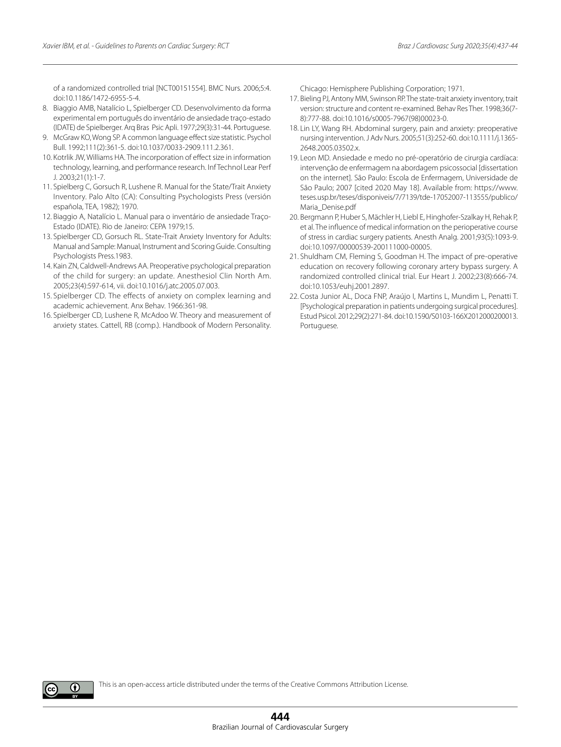of a randomized controlled trial [NCT00151554]. BMC Nurs. 2006;5:4. doi:10.1186/1472-6955-5-4.

8. Biaggio AMB, Natalício L, Spielberger CD. Desenvolvimento da forma experimental em português do inventário de ansiedade traço-estado (IDATE) de Spielberger. Arq Bras Psic Apli. 1977;29(3):31-44. Portuguese.
9. McGraw KO, Wong SP. A common language effect size statistic. Psychol Bull. 1992;111(2):361-5. doi:10.1037/0033-2909.111.2.361.
10. Kotrlik JW, Williams HA. The incorporation of effect size in information technology, learning, and performance research. Inf Technol Lear Perf J. 2003;21(1):1-7.
11. Spielberg C, Gorsuch R, Lushene R. Manual for the State/Trait Anxiety Inventory. Palo Alto (CA): Consulting Psychologists Press (versión española, TEA, 1982); 1970.
12. Biaggio A, Natalício L. Manual para o inventário de ansiedade Traço-Estado (IDATE). Rio de Janeiro: CEPA 1979;15.
13. Spielberger CD, Gorsuch RL. State-Trait Anxiety Inventory for Adults: Manual and Sample: Manual, Instrument and Scoring Guide. Consulting Psychologists Press.1983.
14. Kain ZN, Caldwell-Andrews AA. Preoperative psychological preparation of the child for surgery: an update. Anesthesiol Clin North Am. 2005;23(4):597-614, vii. doi:10.1016/j.atc.2005.07.003.
15. Spielberger CD. The effects of anxiety on complex learning and academic achievement. Anx Behav. 1966:361-98.
16. Spielberger CD, Lushene R, McAdoo W. Theory and measurement of anxiety states. Cattell, RB (comp.). Handbook of Modern Personality. Chicago: Hemisphere Publishing Corporation; 1971.
17. Bieling PJ, Antony MM, Swinson RP. The state-trait anxiety inventory, trait version: structure and content re-examined. Behav Res Ther. 1998;36(7-8):777-88. doi:10.1016/s0005-7967(98)00023-0.
18. Lin LY, Wang RH. Abdominal surgery, pain and anxiety: preoperative nursing intervention. J Adv Nurs. 2005;51(3):252-60. doi:10.1111/j.1365-2648.2005.03502.x.
19. Leon MD. Ansiedade e medo no pré-operatório de cirurgia cardíaca: intervenção de enfermagem na abordagem psicossocial [dissertation on the internet]. São Paulo: Escola de Enfermagem, Universidade de São Paulo; 2007 [cited 2020 May 18]. Available from: https://www.teses.usp.br/teses/disponiveis/7/7139/tde-17052007-113555/publico/Maria_Denise.pdf
20. Bergmann P, Huber S, Mächler H, Liebl E, Hinghofer-Szalkay H, Rehak P, et al. The influence of medical information on the perioperative course of stress in cardiac surgery patients. Anesth Analg. 2001;93(5):1093-9. doi:10.1097/00000539-200111000-00005.
21. Shuldham CM, Fleming S, Goodman H. The impact of pre-operative education on recovery following coronary artery bypass surgery. A randomized controlled clinical trial. Eur Heart J. 2002;23(8):666-74. doi:10.1053/euhj.2001.2897.
22. Costa Junior AL, Doca FNP, Araújo I, Martins L, Mundim L, Penatti T. [Psychological preparation in patients undergoing surgical procedures]. Estud Psicol. 2012;29(2):271-84. doi:10.1590/S0103-166X2012000200013. Portuguese.

This is an open-access article distributed under the terms of the Creative Commons Attribution License.